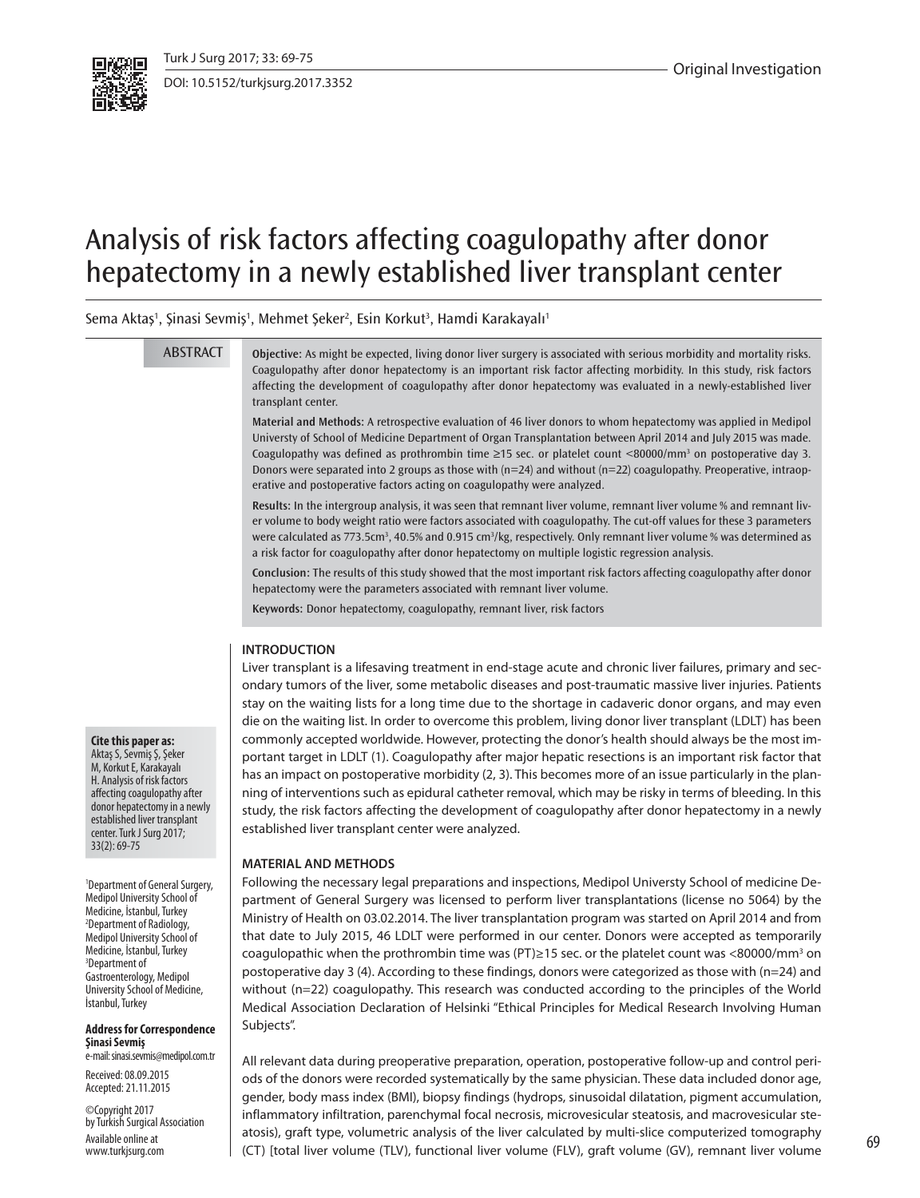Original Investigation

DOI: 10.5152/turkjsurg.2017.3352

# Analysis of risk factors affecting coagulopathy after donor hepatectomy in a newly established liver transplant center

Sema Aktaş[1], Şinasi Sevmiş[1], Mehmet Şeker[2], Esin Korkut[3], Hamdi Karakayalı[1]

## ABSTRACT

**Objective:** As might be expected, living donor liver surgery is associated with serious morbidity and mortality risks. Coagulopathy after donor hepatectomy is an important risk factor affecting morbidity. In this study, risk factors affecting the development of coagulopathy after donor hepatectomy was evaluated in a newly-established liver transplant center.

**Material and Methods:** A retrospective evaluation of 46 liver donors to whom hepatectomy was applied in Medipol Universty of School of Medicine Department of Organ Transplantation between April 2014 and July 2015 was made. Coagulopathy was defined as prothrombin time ≥15 sec. or platelet count <80000/mm$^3$ on postoperative day 3. Donors were separated into 2 groups as those with (n=24) and without (n=22) coagulopathy. Preoperative, intraoperative and postoperative factors acting on coagulopathy were analyzed.

**Results:** In the intergroup analysis, it was seen that remnant liver volume, remnant liver volume % and remnant liver volume to body weight ratio were factors associated with coagulopathy. The cut-off values for these 3 parameters were calculated as 773.5cm$^3$, 40.5% and 0.915 cm$^3$/kg, respectively. Only remnant liver volume % was determined as a risk factor for coagulopathy after donor hepatectomy on multiple logistic regression analysis.

**Conclusion:** The results of this study showed that the most important risk factors affecting coagulopathy after donor hepatectomy were the parameters associated with remnant liver volume.

**Keywords:** Donor hepatectomy, coagulopathy, remnant liver, risk factors

**Cite this paper as:**
Aktaş S, Sevmiş Ş, Şeker M, Korkut E, Karakayalı H. Analysis of risk factors affecting coagulopathy after donor hepatectomy in a newly established liver transplant center. Turk J Surg 2017; 33(2): 69-75

[1]Department of General Surgery, Medipol University School of Medicine, İstanbul, Turkey
[2]Department of Radiology, Medipol University School of Medicine, İstanbul, Turkey
[3]Department of Gastroenterology, Medipol University School of Medicine, İstanbul, Turkey

**Address for Correspondence**
**Şinasi Sevmiş**
e-mail: sinasi.sevmis@medipol.com.tr

Received: 08.09.2015
Accepted: 21.11.2015

©Copyright 2017 by Turkish Surgical Association
Available online at www.turkjsurg.com

## INTRODUCTION

Liver transplant is a lifesaving treatment in end-stage acute and chronic liver failures, primary and secondary tumors of the liver, some metabolic diseases and post-traumatic massive liver injuries. Patients stay on the waiting lists for a long time due to the shortage in cadaveric donor organs, and may even die on the waiting list. In order to overcome this problem, living donor liver transplant (LDLT) has been commonly accepted worldwide. However, protecting the donor's health should always be the most important target in LDLT (1). Coagulopathy after major hepatic resections is an important risk factor that has an impact on postoperative morbidity (2, 3). This becomes more of an issue particularly in the planning of interventions such as epidural catheter removal, which may be risky in terms of bleeding. In this study, the risk factors affecting the development of coagulopathy after donor hepatectomy in a newly established liver transplant center were analyzed.

## MATERIAL AND METHODS

Following the necessary legal preparations and inspections, Medipol Universty School of medicine Department of General Surgery was licensed to perform liver transplantations (license no 5064) by the Ministry of Health on 03.02.2014. The liver transplantation program was started on April 2014 and from that date to July 2015, 46 LDLT were performed in our center. Donors were accepted as temporarily coagulopathic when the prothrombin time was (PT)≥15 sec. or the platelet count was <80000/mm$^3$ on postoperative day 3 (4). According to these findings, donors were categorized as those with (n=24) and without (n=22) coagulopathy. This research was conducted according to the principles of the World Medical Association Declaration of Helsinki "Ethical Principles for Medical Research Involving Human Subjects".

All relevant data during preoperative preparation, operation, postoperative follow-up and control periods of the donors were recorded systematically by the same physician. These data included donor age, gender, body mass index (BMI), biopsy findings (hydrops, sinusoidal dilatation, pigment accumulation, inflammatory infiltration, parenchymal focal necrosis, microvesicular steatosis, and macrovesicular steatosis), graft type, volumetric analysis of the liver calculated by multi-slice computerized tomography (CT) [total liver volume (TLV), functional liver volume (FLV), graft volume (GV), remnant liver volume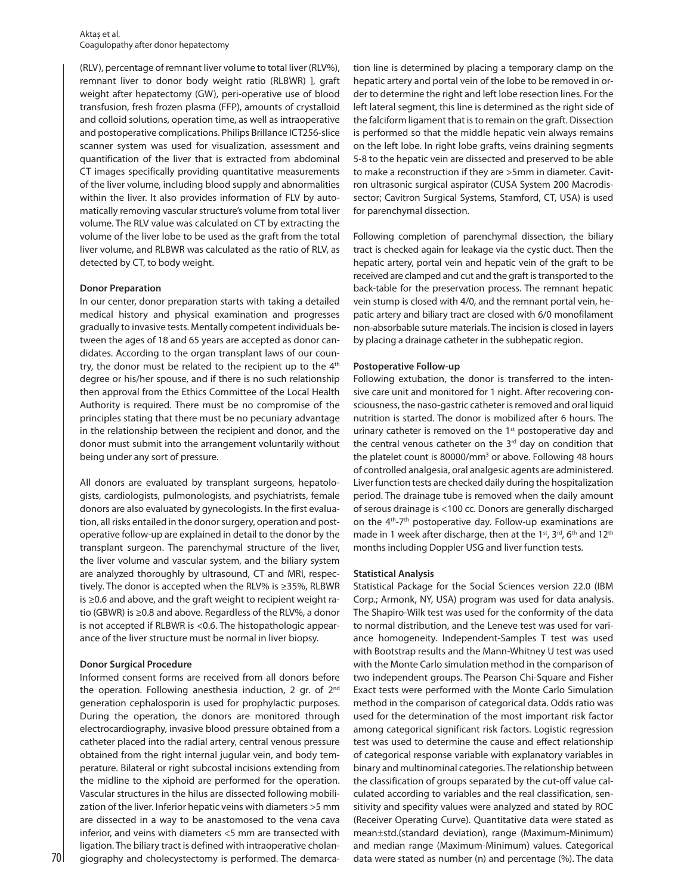(RLV), percentage of remnant liver volume to total liver (RLV%), remnant liver to donor body weight ratio (RLBWR) ], graft weight after hepatectomy (GW), peri-operative use of blood transfusion, fresh frozen plasma (FFP), amounts of crystalloid and colloid solutions, operation time, as well as intraoperative and postoperative complications. Philips Brillance ICT256-slice scanner system was used for visualization, assessment and quantification of the liver that is extracted from abdominal CT images specifically providing quantitative measurements of the liver volume, including blood supply and abnormalities within the liver. It also provides information of FLV by automatically removing vascular structure's volume from total liver volume. The RLV value was calculated on CT by extracting the volume of the liver lobe to be used as the graft from the total liver volume, and RLBWR was calculated as the ratio of RLV, as detected by CT, to body weight.

**Donor Preparation**

In our center, donor preparation starts with taking a detailed medical history and physical examination and progresses gradually to invasive tests. Mentally competent individuals between the ages of 18 and 65 years are accepted as donor candidates. According to the organ transplant laws of our country, the donor must be related to the recipient up to the 4th degree or his/her spouse, and if there is no such relationship then approval from the Ethics Committee of the Local Health Authority is required. There must be no compromise of the principles stating that there must be no pecuniary advantage in the relationship between the recipient and donor, and the donor must submit into the arrangement voluntarily without being under any sort of pressure.

All donors are evaluated by transplant surgeons, hepatologists, cardiologists, pulmonologists, and psychiatrists, female donors are also evaluated by gynecologists. In the first evaluation, all risks entailed in the donor surgery, operation and postoperative follow-up are explained in detail to the donor by the transplant surgeon. The parenchymal structure of the liver, the liver volume and vascular system, and the biliary system are analyzed thoroughly by ultrasound, CT and MRI, respectively. The donor is accepted when the RLV% is ≥35%, RLBWR is ≥0.6 and above, and the graft weight to recipient weight ratio (GBWR) is ≥0.8 and above. Regardless of the RLV%, a donor is not accepted if RLBWR is <0.6. The histopathologic appearance of the liver structure must be normal in liver biopsy.

**Donor Surgical Procedure**

Informed consent forms are received from all donors before the operation. Following anesthesia induction, 2 gr. of 2nd generation cephalosporin is used for prophylactic purposes. During the operation, the donors are monitored through electrocardiography, invasive blood pressure obtained from a catheter placed into the radial artery, central venous pressure obtained from the right internal jugular vein, and body temperature. Bilateral or right subcostal incisions extending from the midline to the xiphoid are performed for the operation. Vascular structures in the hilus are dissected following mobilization of the liver. Inferior hepatic veins with diameters >5 mm are dissected in a way to be anastomosed to the vena cava inferior, and veins with diameters <5 mm are transected with ligation. The biliary tract is defined with intraoperative cholangiography and cholecystectomy is performed. The demarcation line is determined by placing a temporary clamp on the hepatic artery and portal vein of the lobe to be removed in order to determine the right and left lobe resection lines. For the left lateral segment, this line is determined as the right side of the falciform ligament that is to remain on the graft. Dissection is performed so that the middle hepatic vein always remains on the left lobe. In right lobe grafts, veins draining segments 5-8 to the hepatic vein are dissected and preserved to be able to make a reconstruction if they are >5mm in diameter. Cavitron ultrasonic surgical aspirator (CUSA System 200 Macrodissector; Cavitron Surgical Systems, Stamford, CT, USA) is used for parenchymal dissection.

Following completion of parenchymal dissection, the biliary tract is checked again for leakage via the cystic duct. Then the hepatic artery, portal vein and hepatic vein of the graft to be received are clamped and cut and the graft is transported to the back-table for the preservation process. The remnant hepatic vein stump is closed with 4/0, and the remnant portal vein, hepatic artery and biliary tract are closed with 6/0 monofilament non-absorbable suture materials. The incision is closed in layers by placing a drainage catheter in the subhepatic region.

**Postoperative Follow-up**

Following extubation, the donor is transferred to the intensive care unit and monitored for 1 night. After recovering consciousness, the naso-gastric catheter is removed and oral liquid nutrition is started. The donor is mobilized after 6 hours. The urinary catheter is removed on the 1st postoperative day and the central venous catheter on the 3rd day on condition that the platelet count is 80000/mm$^3$ or above. Following 48 hours of controlled analgesia, oral analgesic agents are administered. Liver function tests are checked daily during the hospitalization period. The drainage tube is removed when the daily amount of serous drainage is <100 cc. Donors are generally discharged on the 4th-7th postoperative day. Follow-up examinations are made in 1 week after discharge, then at the 1st, 3rd, 6th and 12th months including Doppler USG and liver function tests.

**Statistical Analysis**

Statistical Package for the Social Sciences version 22.0 (IBM Corp.; Armonk, NY, USA) program was used for data analysis. The Shapiro-Wilk test was used for the conformity of the data to normal distribution, and the Leneve test was used for variance homogeneity. Independent-Samples T test was used with Bootstrap results and the Mann-Whitney U test was used with the Monte Carlo simulation method in the comparison of two independent groups. The Pearson Chi-Square and Fisher Exact tests were performed with the Monte Carlo Simulation method in the comparison of categorical data. Odds ratio was used for the determination of the most important risk factor among categorical significant risk factors. Logistic regression test was used to determine the cause and effect relationship of categorical response variable with explanatory variables in binary and multinominal categories. The relationship between the classification of groups separated by the cut-off value calculated according to variables and the real classification, sensitivity and specifity values were analyzed and stated by ROC (Receiver Operating Curve). Quantitative data were stated as mean±std.(standard deviation), range (Maximum-Minimum) and median range (Maximum-Minimum) values. Categorical data were stated as number (n) and percentage (%). The data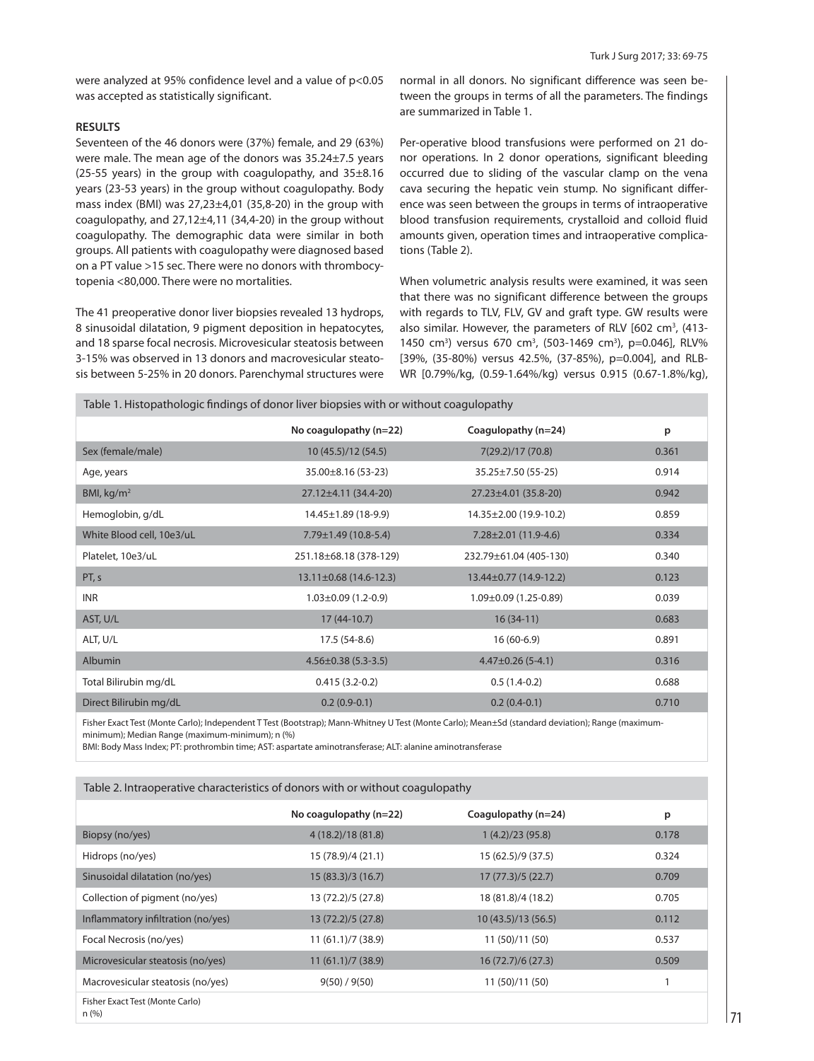were analyzed at 95% confidence level and a value of $p<0.05$ was accepted as statistically significant.

## RESULTS

Seventeen of the 46 donors were (37%) female, and 29 (63%) were male. The mean age of the donors was 35.24±7.5 years (25-55 years) in the group with coagulopathy, and 35±8.16 years (23-53 years) in the group without coagulopathy. Body mass index (BMI) was 27,23±4,01 (35,8-20) in the group with coagulopathy, and 27,12±4,11 (34,4-20) in the group without coagulopathy. The demographic data were similar in both groups. All patients with coagulopathy were diagnosed based on a PT value >15 sec. There were no donors with thrombocytopenia <80,000. There were no mortalities.

The 41 preoperative donor liver biopsies revealed 13 hydrops, 8 sinusoidal dilatation, 9 pigment deposition in hepatocytes, and 18 sparse focal necrosis. Microvesicular steatosis between 3-15% was observed in 13 donors and macrovesicular steatosis between 5-25% in 20 donors. Parenchymal structures were normal in all donors. No significant difference was seen between the groups in terms of all the parameters. The findings are summarized in Table 1.

Per-operative blood transfusions were performed on 21 donor operations. In 2 donor operations, significant bleeding occurred due to sliding of the vascular clamp on the vena cava securing the hepatic vein stump. No significant difference was seen between the groups in terms of intraoperative blood transfusion requirements, crystalloid and colloid fluid amounts given, operation times and intraoperative complications (Table 2).

When volumetric analysis results were examined, it was seen that there was no significant difference between the groups with regards to TLV, FLV, GV and graft type. GW results were also similar. However, the parameters of RLV [602 $cm^3$, (413-1450 $cm^3$) versus 670 $cm^3$, (503-1469 $cm^3$), p=0.046], RLV% [39%, (35-80%) versus 42.5%, (37-85%), p=0.004], and RLB-WR [0.79%/kg, (0.59-1.64%/kg) versus 0.915 (0.67-1.8%/kg),

Table 1. Histopathologic findings of donor liver biopsies with or without coagulopathy

| | No coagulopathy (n=22) | Coagulopathy (n=24) | p |
|---|---|---|---|
| Sex (female/male) | 10 (45.5)/12 (54.5) | 7(29.2)/17 (70.8) | 0.361 |
| Age, years | 35.00±8.16 (53-23) | 35.25±7.50 (55-25) | 0.914 |
| BMI, $kg/m^2$ | 27.12±4.11 (34.4-20) | 27.23±4.01 (35.8-20) | 0.942 |
| Hemoglobin, g/dL | 14.45±1.89 (18-9.9) | 14.35±2.00 (19.9-10.2) | 0.859 |
| White Blood cell, 10e3/uL | 7.79±1.49 (10.8-5.4) | 7.28±2.01 (11.9-4.6) | 0.334 |
| Platelet, 10e3/uL | 251.18±68.18 (378-129) | 232.79±61.04 (405-130) | 0.340 |
| PT, s | 13.11±0.68 (14.6-12.3) | 13.44±0.77 (14.9-12.2) | 0.123 |
| INR | 1.03±0.09 (1.2-0.9) | 1.09±0.09 (1.25-0.89) | 0.039 |
| AST, U/L | 17 (44-10.7) | 16 (34-11) | 0.683 |
| ALT, U/L | 17.5 (54-8.6) | 16 (60-6.9) | 0.891 |
| Albumin | 4.56±0.38 (5.3-3.5) | 4.47±0.26 (5-4.1) | 0.316 |
| Total Bilirubin mg/dL | 0.415 (3.2-0.2) | 0.5 (1.4-0.2) | 0.688 |
| Direct Bilirubin mg/dL | 0.2 (0.9-0.1) | 0.2 (0.4-0.1) | 0.710 |

Fisher Exact Test (Monte Carlo); Independent T Test (Bootstrap); Mann-Whitney U Test (Monte Carlo); Mean±Sd (standard deviation); Range (maximum-minimum); Median Range (maximum-minimum); n (%)
BMI: Body Mass Index; PT: prothrombin time; AST: aspartate aminotransferase; ALT: alanine aminotransferase

Table 2. Intraoperative characteristics of donors with or without coagulopathy

| | No coagulopathy (n=22) | Coagulopathy (n=24) | p |
|---|---|---|---|
| Biopsy (no/yes) | 4 (18.2)/18 (81.8) | 1 (4.2)/23 (95.8) | 0.178 |
| Hidrops (no/yes) | 15 (78.9)/4 (21.1) | 15 (62.5)/9 (37.5) | 0.324 |
| Sinusoidal dilatation (no/yes) | 15 (83.3)/3 (16.7) | 17 (77.3)/5 (22.7) | 0.709 |
| Collection of pigment (no/yes) | 13 (72.2)/5 (27.8) | 18 (81.8)/4 (18.2) | 0.705 |
| Inflammatory infiltration (no/yes) | 13 (72.2)/5 (27.8) | 10 (43.5)/13 (56.5) | 0.112 |
| Focal Necrosis (no/yes) | 11 (61.1)/7 (38.9) | 11 (50)/11 (50) | 0.537 |
| Microvesicular steatosis (no/yes) | 11 (61.1)/7 (38.9) | 16 (72.7)/6 (27.3) | 0.509 |
| Macrovesicular steatosis (no/yes) | 9(50) / 9(50) | 11 (50)/11 (50) | 1 |

Fisher Exact Test (Monte Carlo)
n (%)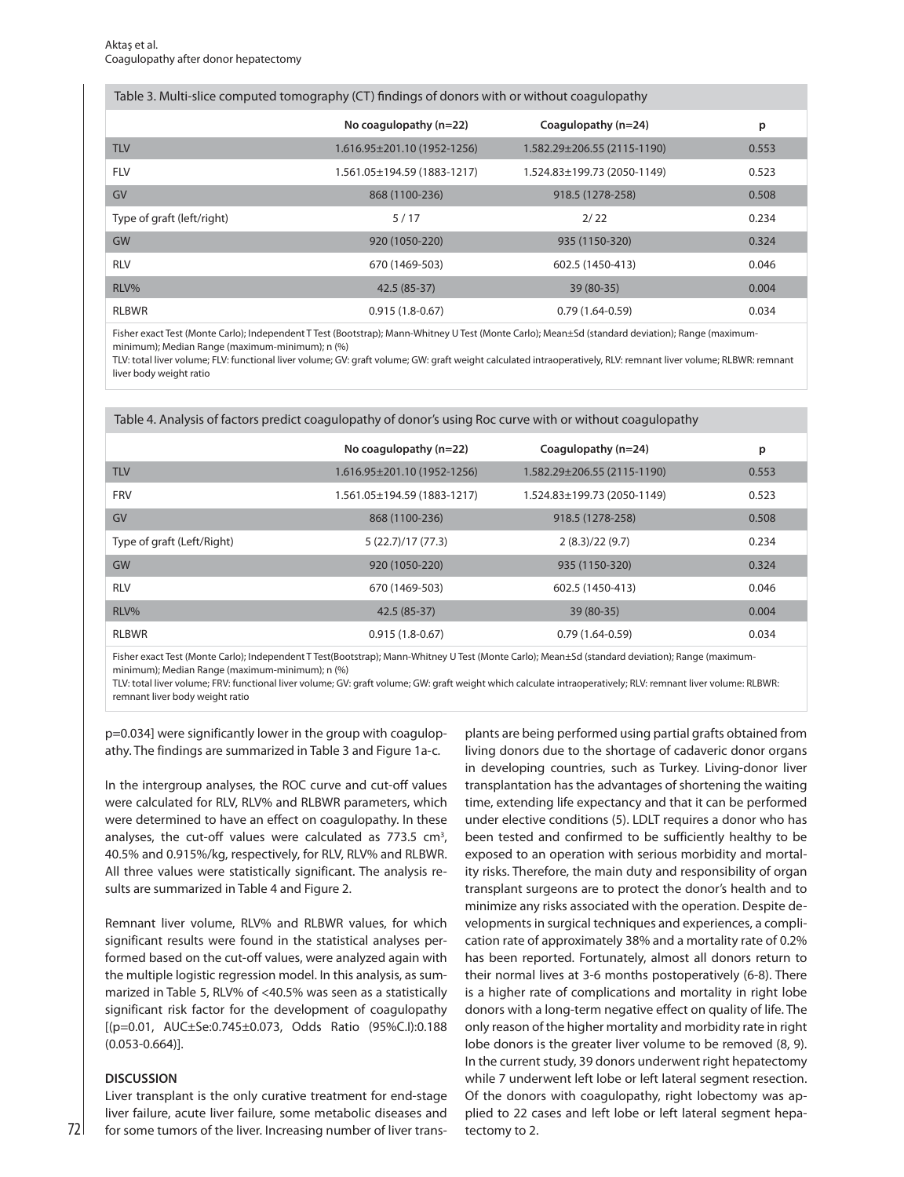Table 3. Multi-slice computed tomography (CT) findings of donors with or without coagulopathy

| | No coagulopathy (n=22) | Coagulopathy (n=24) | p |
|---|---|---|---|
| TLV | 1.616.95±201.10 (1952-1256) | 1.582.29±206.55 (2115-1190) | 0.553 |
| FLV | 1.561.05±194.59 (1883-1217) | 1.524.83±199.73 (2050-1149) | 0.523 |
| GV | 868 (1100-236) | 918.5 (1278-258) | 0.508 |
| Type of graft (left/right) | 5 / 17 | 2/ 22 | 0.234 |
| GW | 920 (1050-220) | 935 (1150-320) | 0.324 |
| RLV | 670 (1469-503) | 602.5 (1450-413) | 0.046 |
| RLV% | 42.5 (85-37) | 39 (80-35) | 0.004 |
| RLBWR | 0.915 (1.8-0.67) | 0.79 (1.64-0.59) | 0.034 |

Fisher exact Test (Monte Carlo); Independent T Test (Bootstrap); Mann-Whitney U Test (Monte Carlo); Mean±Sd (standard deviation); Range (maximum-minimum); Median Range (maximum-minimum); n (%)
TLV: total liver volume; FLV: functional liver volume; GV: graft volume; GW: graft weight calculated intraoperatively, RLV: remnant liver volume; RLBWR: remnant liver body weight ratio

Table 4. Analysis of factors predict coagulopathy of donor's using Roc curve with or without coagulopathy

| | No coagulopathy (n=22) | Coagulopathy (n=24) | p |
|---|---|---|---|
| TLV | 1.616.95±201.10 (1952-1256) | 1.582.29±206.55 (2115-1190) | 0.553 |
| FRV | 1.561.05±194.59 (1883-1217) | 1.524.83±199.73 (2050-1149) | 0.523 |
| GV | 868 (1100-236) | 918.5 (1278-258) | 0.508 |
| Type of graft (Left/Right) | 5 (22.7)/17 (77.3) | 2 (8.3)/22 (9.7) | 0.234 |
| GW | 920 (1050-220) | 935 (1150-320) | 0.324 |
| RLV | 670 (1469-503) | 602.5 (1450-413) | 0.046 |
| RLV% | 42.5 (85-37) | 39 (80-35) | 0.004 |
| RLBWR | 0.915 (1.8-0.67) | 0.79 (1.64-0.59) | 0.034 |

Fisher exact Test (Monte Carlo); Independent T Test(Bootstrap); Mann-Whitney U Test (Monte Carlo); Mean±Sd (standard deviation); Range (maximum-minimum); Median Range (maximum-minimum); n (%)
TLV: total liver volume; FRV: functional liver volume; GV: graft volume; GW: graft weight which calculate intraoperatively; RLV: remnant liver volume: RLBWR: remnant liver body weight ratio

p=0.034] were significantly lower in the group with coagulopathy. The findings are summarized in Table 3 and Figure 1a-c.

In the intergroup analyses, the ROC curve and cut-off values were calculated for RLV, RLV% and RLBWR parameters, which were determined to have an effect on coagulopathy. In these analyses, the cut-off values were calculated as 773.5 $cm^3$, 40.5% and 0.915%/kg, respectively, for RLV, RLV% and RLBWR. All three values were statistically significant. The analysis results are summarized in Table 4 and Figure 2.

Remnant liver volume, RLV% and RLBWR values, for which significant results were found in the statistical analyses performed based on the cut-off values, were analyzed again with the multiple logistic regression model. In this analysis, as summarized in Table 5, RLV% of <40.5% was seen as a statistically significant risk factor for the development of coagulopathy [(p=0.01, AUC±Se:0.745±0.073, Odds Ratio (95%C.I):0.188 (0.053-0.664)].

## DISCUSSION

Liver transplant is the only curative treatment for end-stage liver failure, acute liver failure, some metabolic diseases and for some tumors of the liver. Increasing number of liver transplants are being performed using partial grafts obtained from living donors due to the shortage of cadaveric donor organs in developing countries, such as Turkey. Living-donor liver transplantation has the advantages of shortening the waiting time, extending life expectancy and that it can be performed under elective conditions (5). LDLT requires a donor who has been tested and confirmed to be sufficiently healthy to be exposed to an operation with serious morbidity and mortality risks. Therefore, the main duty and responsibility of organ transplant surgeons are to protect the donor's health and to minimize any risks associated with the operation. Despite developments in surgical techniques and experiences, a complication rate of approximately 38% and a mortality rate of 0.2% has been reported. Fortunately, almost all donors return to their normal lives at 3-6 months postoperatively (6-8). There is a higher rate of complications and mortality in right lobe donors with a long-term negative effect on quality of life. The only reason of the higher mortality and morbidity rate in right lobe donors is the greater liver volume to be removed (8, 9). In the current study, 39 donors underwent right hepatectomy while 7 underwent left lobe or left lateral segment resection. Of the donors with coagulopathy, right lobectomy was applied to 22 cases and left lobe or left lateral segment hepatectomy to 2.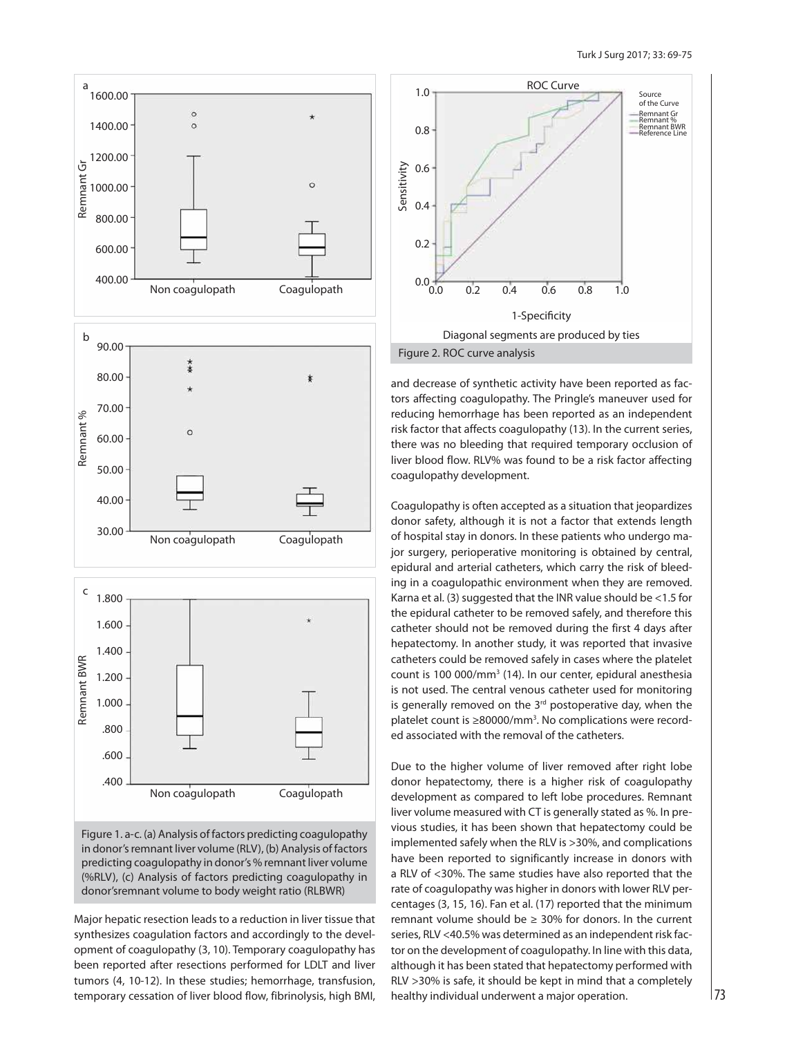Figure 1. a-c. (a) Analysis of factors predicting coagulopathy in donor's remnant liver volume (RLV), (b) Analysis of factors predicting coagulopathy in donor's % remnant liver volume (%RLV), (c) Analysis of factors predicting coagulopathy in donor'sremnant volume to body weight ratio (RLBWR)

Figure 2. ROC curve analysis

Major hepatic resection leads to a reduction in liver tissue that synthesizes coagulation factors and accordingly to the development of coagulopathy (3, 10). Temporary coagulopathy has been reported after resections performed for LDLT and liver tumors (4, 10-12). In these studies; hemorrhage, transfusion, temporary cessation of liver blood flow, fibrinolysis, high BMI, and decrease of synthetic activity have been reported as factors affecting coagulopathy. The Pringle's maneuver used for reducing hemorrhage has been reported as an independent risk factor that affects coagulopathy (13). In the current series, there was no bleeding that required temporary occlusion of liver blood flow. RLV% was found to be a risk factor affecting coagulopathy development.

Coagulopathy is often accepted as a situation that jeopardizes donor safety, although it is not a factor that extends length of hospital stay in donors. In these patients who undergo major surgery, perioperative monitoring is obtained by central, epidural and arterial catheters, which carry the risk of bleeding in a coagulopathic environment when they are removed. Karna et al. (3) suggested that the INR value should be <1.5 for the epidural catheter to be removed safely, and therefore this catheter should not be removed during the first 4 days after hepatectomy. In another study, it was reported that invasive catheters could be removed safely in cases where the platelet count is 100 000/mm$^3$ (14). In our center, epidural anesthesia is not used. The central venous catheter used for monitoring is generally removed on the 3$^{rd}$ postoperative day, when the platelet count is ≥80000/mm$^3$. No complications were recorded associated with the removal of the catheters.

Due to the higher volume of liver removed after right lobe donor hepatectomy, there is a higher risk of coagulopathy development as compared to left lobe procedures. Remnant liver volume measured with CT is generally stated as %. In previous studies, it has been shown that hepatectomy could be implemented safely when the RLV is >30%, and complications have been reported to significantly increase in donors with a RLV of <30%. The same studies have also reported that the rate of coagulopathy was higher in donors with lower RLV percentages (3, 15, 16). Fan et al. (17) reported that the minimum remnant volume should be ≥ 30% for donors. In the current series, RLV <40.5% was determined as an independent risk factor on the development of coagulopathy. In line with this data, although it has been stated that hepatectomy performed with RLV >30% is safe, it should be kept in mind that a completely healthy individual underwent a major operation.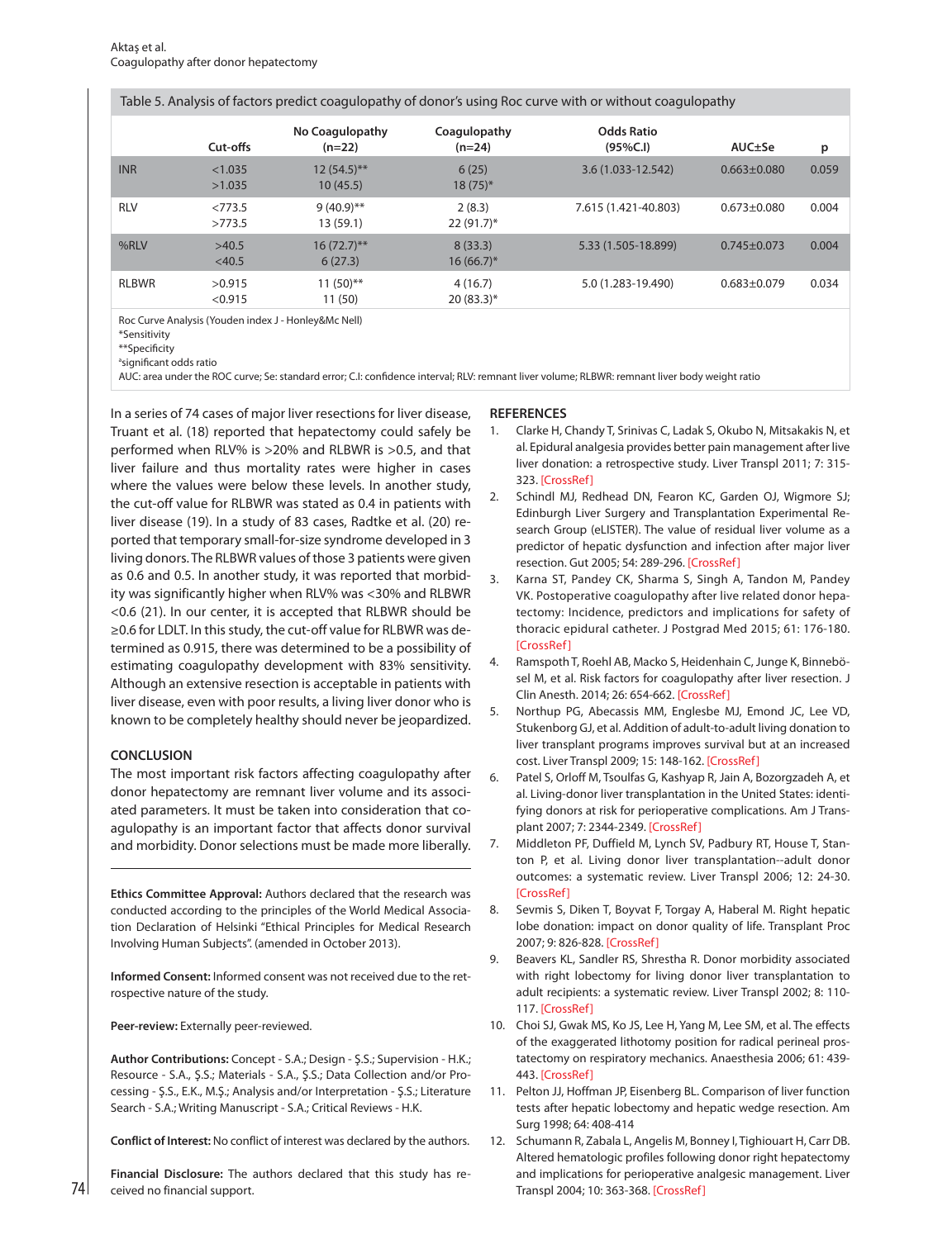Table 5. Analysis of factors predict coagulopathy of donor's using Roc curve with or without coagulopathy

| | Cut-offs | No Coagulopathy (n=22) | Coagulopathy (n=24) | Odds Ratio (95%C.I) | AUC±Se | p |
|---|---|---|---|---|---|---|
| INR | <1.035<br>>1.035 | 12 (54.5)**<br>10 (45.5) | 6 (25)<br>18 (75)* | 3.6 (1.033-12.542) | 0.663±0.080 | 0.059 |
| RLV | <773.5<br>>773.5 | 9 (40.9)**<br>13 (59.1) | 2 (8.3)<br>22 (91.7)* | 7.615 (1.421-40.803) | 0.673±0.080 | 0.004 |
| %RLV | >40.5<br><40.5 | 16 (72.7)**<br>6 (27.3) | 8 (33.3)<br>16 (66.7)* | 5.33 (1.505-18.899) | 0.745±0.073 | 0.004 |
| RLBWR | >0.915<br><0.915 | 11 (50)**<br>11 (50) | 4 (16.7)<br>20 (83.3)* | 5.0 (1.283-19.490) | 0.683±0.079 | 0.034 |

Roc Curve Analysis (Youden index J - Honley&Mc Nell)
*Sensitivity
**Specificity
[a]significant odds ratio
AUC: area under the ROC curve; Se: standard error; C.I: confidence interval; RLV: remnant liver volume; RLBWR: remnant liver body weight ratio

In a series of 74 cases of major liver resections for liver disease, Truant et al. (18) reported that hepatectomy could safely be performed when RLV% is >20% and RLBWR is >0.5, and that liver failure and thus mortality rates were higher in cases where the values were below these levels. In another study, the cut-off value for RLBWR was stated as 0.4 in patients with liver disease (19). In a study of 83 cases, Radtke et al. (20) reported that temporary small-for-size syndrome developed in 3 living donors. The RLBWR values of those 3 patients were given as 0.6 and 0.5. In another study, it was reported that morbidity was significantly higher when RLV% was <30% and RLBWR <0.6 (21). In our center, it is accepted that RLBWR should be ≥0.6 for LDLT. In this study, the cut-off value for RLBWR was determined as 0.915, there was determined to be a possibility of estimating coagulopathy development with 83% sensitivity. Although an extensive resection is acceptable in patients with liver disease, even with poor results, a living liver donor who is known to be completely healthy should never be jeopardized.

## CONCLUSION

The most important risk factors affecting coagulopathy after donor hepatectomy are remnant liver volume and its associated parameters. It must be taken into consideration that coagulopathy is an important factor that affects donor survival and morbidity. Donor selections must be made more liberally.

**Ethics Committee Approval:** Authors declared that the research was conducted according to the principles of the World Medical Association Declaration of Helsinki "Ethical Principles for Medical Research Involving Human Subjects". (amended in October 2013).

**Informed Consent:** Informed consent was not received due to the retrospective nature of the study.

**Peer-review:** Externally peer-reviewed.

**Author Contributions:** Concept - S.A.; Design - Ş.S.; Supervision - H.K.; Resource - S.A., Ş.S.; Materials - S.A., Ş.S.; Data Collection and/or Processing - Ş.S., E.K., M.Ş.; Analysis and/or Interpretation - Ş.S.; Literature Search - S.A.; Writing Manuscript - S.A.; Critical Reviews - H.K.

**Conflict of Interest:** No conflict of interest was declared by the authors.

**Financial Disclosure:** The authors declared that this study has received no financial support.

## REFERENCES

1. Clarke H, Chandy T, Srinivas C, Ladak S, Okubo N, Mitsakakis N, et al. Epidural analgesia provides better pain management after live liver donation: a retrospective study. Liver Transpl 2011; 7: 315-323. [CrossRef]
2. Schindl MJ, Redhead DN, Fearon KC, Garden OJ, Wigmore SJ; Edinburgh Liver Surgery and Transplantation Experimental Research Group (eLISTER). The value of residual liver volume as a predictor of hepatic dysfunction and infection after major liver resection. Gut 2005; 54: 289-296. [CrossRef]
3. Karna ST, Pandey CK, Sharma S, Singh A, Tandon M, Pandey VK. Postoperative coagulopathy after live related donor hepatectomy: Incidence, predictors and implications for safety of thoracic epidural catheter. J Postgrad Med 2015; 61: 176-180. [CrossRef]
4. Ramspoth T, Roehl AB, Macko S, Heidenhain C, Junge K, Binnebösel M, et al. Risk factors for coagulopathy after liver resection. J Clin Anesth. 2014; 26: 654-662. [CrossRef]
5. Northup PG, Abecassis MM, Englesbe MJ, Emond JC, Lee VD, Stukenborg GJ, et al. Addition of adult-to-adult living donation to liver transplant programs improves survival but at an increased cost. Liver Transpl 2009; 15: 148-162. [CrossRef]
6. Patel S, Orloff M, Tsoulfas G, Kashyap R, Jain A, Bozorgzadeh A, et al. Living-donor liver transplantation in the United States: identifying donors at risk for perioperative complications. Am J Transplant 2007; 7: 2344-2349. [CrossRef]
7. Middleton PF, Duffield M, Lynch SV, Padbury RT, House T, Stanton P, et al. Living donor liver transplantation--adult donor outcomes: a systematic review. Liver Transpl 2006; 12: 24-30. [CrossRef]
8. Sevmis S, Diken T, Boyvat F, Torgay A, Haberal M. Right hepatic lobe donation: impact on donor quality of life. Transplant Proc 2007; 9: 826-828. [CrossRef]
9. Beavers KL, Sandler RS, Shrestha R. Donor morbidity associated with right lobectomy for living donor liver transplantation to adult recipients: a systematic review. Liver Transpl 2002; 8: 110-117. [CrossRef]
10. Choi SJ, Gwak MS, Ko JS, Lee H, Yang M, Lee SM, et al. The effects of the exaggerated lithotomy position for radical perineal prostatectomy on respiratory mechanics. Anaesthesia 2006; 61: 439-443. [CrossRef]
11. Pelton JJ, Hoffman JP, Eisenberg BL. Comparison of liver function tests after hepatic lobectomy and hepatic wedge resection. Am Surg 1998; 64: 408-414
12. Schumann R, Zabala L, Angelis M, Bonney I, Tighiouart H, Carr DB. Altered hematologic profiles following donor right hepatectomy and implications for perioperative analgesic management. Liver Transpl 2004; 10: 363-368. [CrossRef]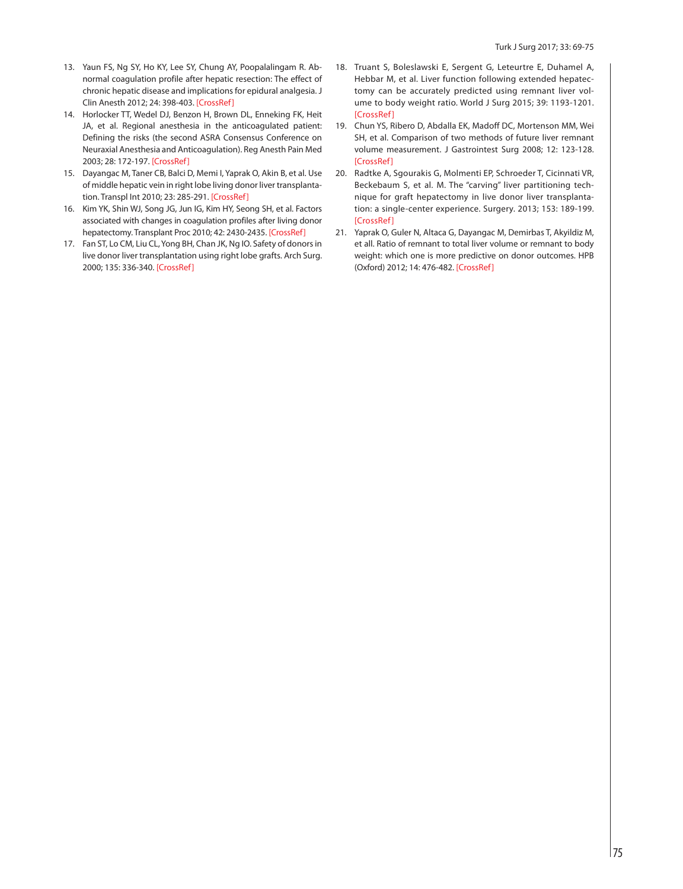13. Yaun FS, Ng SY, Ho KY, Lee SY, Chung AY, Poopalalingam R. Abnormal coagulation profile after hepatic resection: The effect of chronic hepatic disease and implications for epidural analgesia. J Clin Anesth 2012; 24: 398-403. [CrossRef]
14. Horlocker TT, Wedel DJ, Benzon H, Brown DL, Enneking FK, Heit JA, et al. Regional anesthesia in the anticoagulated patient: Defining the risks (the second ASRA Consensus Conference on Neuraxial Anesthesia and Anticoagulation). Reg Anesth Pain Med 2003; 28: 172-197. [CrossRef]
15. Dayangac M, Taner CB, Balci D, Memi I, Yaprak O, Akin B, et al. Use of middle hepatic vein in right lobe living donor liver transplantation. Transpl Int 2010; 23: 285-291. [CrossRef]
16. Kim YK, Shin WJ, Song JG, Jun IG, Kim HY, Seong SH, et al. Factors associated with changes in coagulation profiles after living donor hepatectomy. Transplant Proc 2010; 42: 2430-2435. [CrossRef]
17. Fan ST, Lo CM, Liu CL, Yong BH, Chan JK, Ng IO. Safety of donors in live donor liver transplantation using right lobe grafts. Arch Surg. 2000; 135: 336-340. [CrossRef]
18. Truant S, Boleslawski E, Sergent G, Leteurtre E, Duhamel A, Hebbar M, et al. Liver function following extended hepatectomy can be accurately predicted using remnant liver volume to body weight ratio. World J Surg 2015; 39: 1193-1201. [CrossRef]
19. Chun YS, Ribero D, Abdalla EK, Madoff DC, Mortenson MM, Wei SH, et al. Comparison of two methods of future liver remnant volume measurement. J Gastrointest Surg 2008; 12: 123-128. [CrossRef]
20. Radtke A, Sgourakis G, Molmenti EP, Schroeder T, Cicinnati VR, Beckebaum S, et al. M. The "carving" liver partitioning technique for graft hepatectomy in live donor liver transplantation: a single-center experience. Surgery. 2013; 153: 189-199. [CrossRef]
21. Yaprak O, Guler N, Altaca G, Dayangac M, Demirbas T, Akyildiz M, et all. Ratio of remnant to total liver volume or remnant to body weight: which one is more predictive on donor outcomes. HPB (Oxford) 2012; 14: 476-482. [CrossRef]